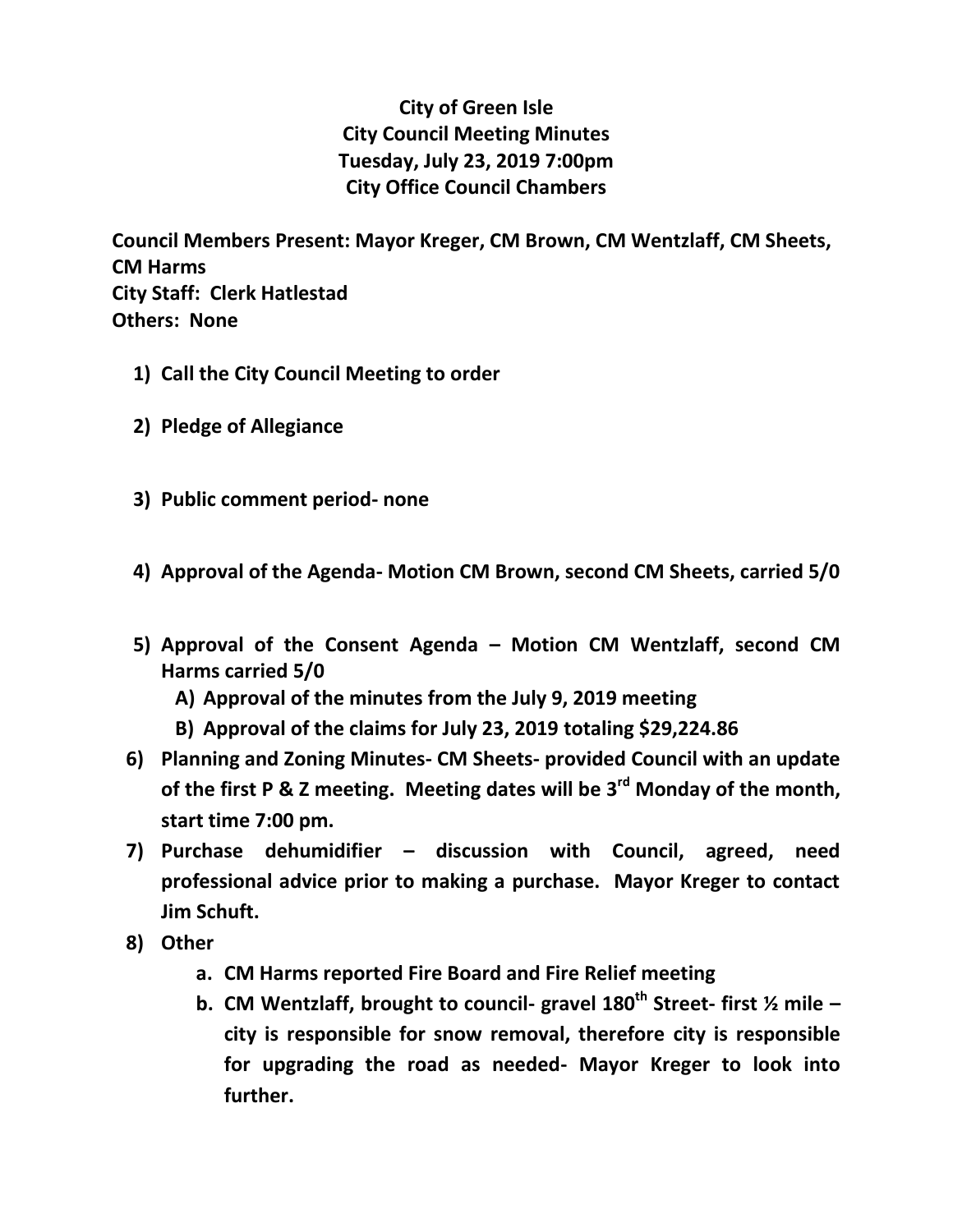# City of Green Isle
## City Council Meeting Minutes
## Tuesday, July 23, 2019 7:00pm
## City Office Council Chambers

**Council Members Present: Mayor Kreger, CM Brown, CM Wentzlaff, CM Sheets, CM Harms**
**City Staff: Clerk Hatlestad**
**Others: None**

1) **Call the City Council Meeting to order**

2) **Pledge of Allegiance**

3) **Public comment period- none**

4) **Approval of the Agenda- Motion CM Brown, second CM Sheets, carried 5/0**

5) **Approval of the Consent Agenda – Motion CM Wentzlaff, second CM Harms carried 5/0**
   A) **Approval of the minutes from the July 9, 2019 meeting**
   B) **Approval of the claims for July 23, 2019 totaling $29,224.86**

6) **Planning and Zoning Minutes- CM Sheets- provided Council with an update of the first P & Z meeting. Meeting dates will be 3rd Monday of the month, start time 7:00 pm.**

7) **Purchase dehumidifier – discussion with Council, agreed, need professional advice prior to making a purchase. Mayor Kreger to contact Jim Schuft.**

8) **Other**
   a. **CM Harms reported Fire Board and Fire Relief meeting**
   b. **CM Wentzlaff, brought to council- gravel 180th Street- first ½ mile – city is responsible for snow removal, therefore city is responsible for upgrading the road as needed- Mayor Kreger to look into further.**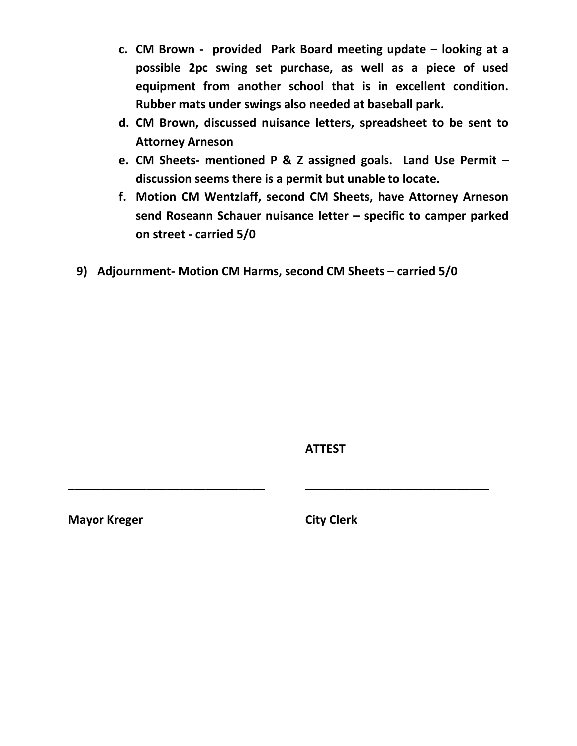c. **CM Brown - provided Park Board meeting update – looking at a possible 2pc swing set purchase, as well as a piece of used equipment from another school that is in excellent condition. Rubber mats under swings also needed at baseball park.**

d. **CM Brown, discussed nuisance letters, spreadsheet to be sent to Attorney Arneson**

e. **CM Sheets- mentioned P & Z assigned goals. Land Use Permit – discussion seems there is a permit but unable to locate.**

f. **Motion CM Wentzlaff, second CM Sheets, have Attorney Arneson send Roseann Schauer nuisance letter – specific to camper parked on street - carried 5/0**

**9) Adjournment- Motion CM Harms, second CM Sheets – carried 5/0**

**ATTEST**

\_\_\_\_\_\_\_\_\_\_\_\_\_\_\_\_\_\_\_\_\_\_\_\_\_\_\_\_\_\_ \_\_\_\_\_\_\_\_\_\_\_\_\_\_\_\_\_\_\_\_\_\_\_\_\_\_\_\_\_\_

**Mayor Kreger** **City Clerk**